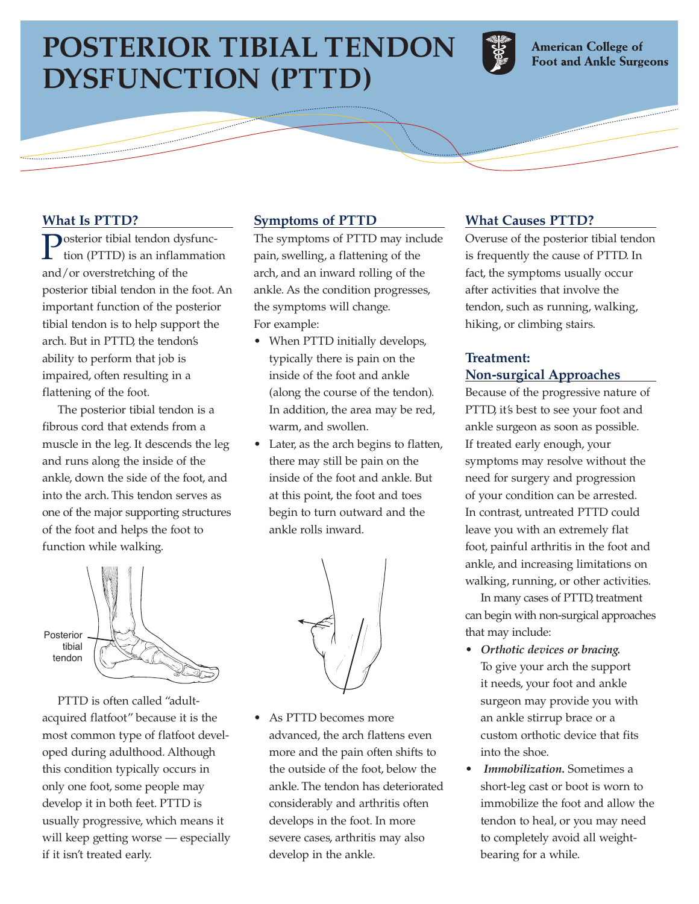# POSTERIOR TIBIAL TENDON DYSFUNCTION (PTTD)

American College of Foot and Ankle Surgeons

## What Is PTTD?

Posterior tibial tendon dysfunction (PTTD) is an inflammation and/or overstretching of the posterior tibial tendon in the foot. An important function of the posterior tibial tendon is to help support the arch. But in PTTD, the tendon's ability to perform that job is impaired, often resulting in a flattening of the foot.

The posterior tibial tendon is a fibrous cord that extends from a muscle in the leg. It descends the leg and runs along the inside of the ankle, down the side of the foot, and into the arch. This tendon serves as one of the major supporting structures of the foot and helps the foot to function while walking.

Posterior tibial tendon

PTTD is often called "adult-acquired flatfoot" because it is the most common type of flatfoot developed during adulthood. Although this condition typically occurs in only one foot, some people may develop it in both feet. PTTD is usually progressive, which means it will keep getting worse — especially if it isn't treated early.

## Symptoms of PTTD

The symptoms of PTTD may include pain, swelling, a flattening of the arch, and an inward rolling of the ankle. As the condition progresses, the symptoms will change. For example:

- When PTTD initially develops, typically there is pain on the inside of the foot and ankle (along the course of the tendon). In addition, the area may be red, warm, and swollen.
- Later, as the arch begins to flatten, there may still be pain on the inside of the foot and ankle. But at this point, the foot and toes begin to turn outward and the ankle rolls inward.
- As PTTD becomes more advanced, the arch flattens even more and the pain often shifts to the outside of the foot, below the ankle. The tendon has deteriorated considerably and arthritis often develops in the foot. In more severe cases, arthritis may also develop in the ankle.

## What Causes PTTD?

Overuse of the posterior tibial tendon is frequently the cause of PTTD. In fact, the symptoms usually occur after activities that involve the tendon, such as running, walking, hiking, or climbing stairs.

## Treatment: Non-surgical Approaches

Because of the progressive nature of PTTD, it's best to see your foot and ankle surgeon as soon as possible. If treated early enough, your symptoms may resolve without the need for surgery and progression of your condition can be arrested. In contrast, untreated PTTD could leave you with an extremely flat foot, painful arthritis in the foot and ankle, and increasing limitations on walking, running, or other activities.

In many cases of PTTD, treatment can begin with non-surgical approaches that may include:

- ***Orthotic devices or bracing.*** To give your arch the support it needs, your foot and ankle surgeon may provide you with an ankle stirrup brace or a custom orthotic device that fits into the shoe.
- ***Immobilization.*** Sometimes a short-leg cast or boot is worn to immobilize the foot and allow the tendon to heal, or you may need to completely avoid all weight-bearing for a while.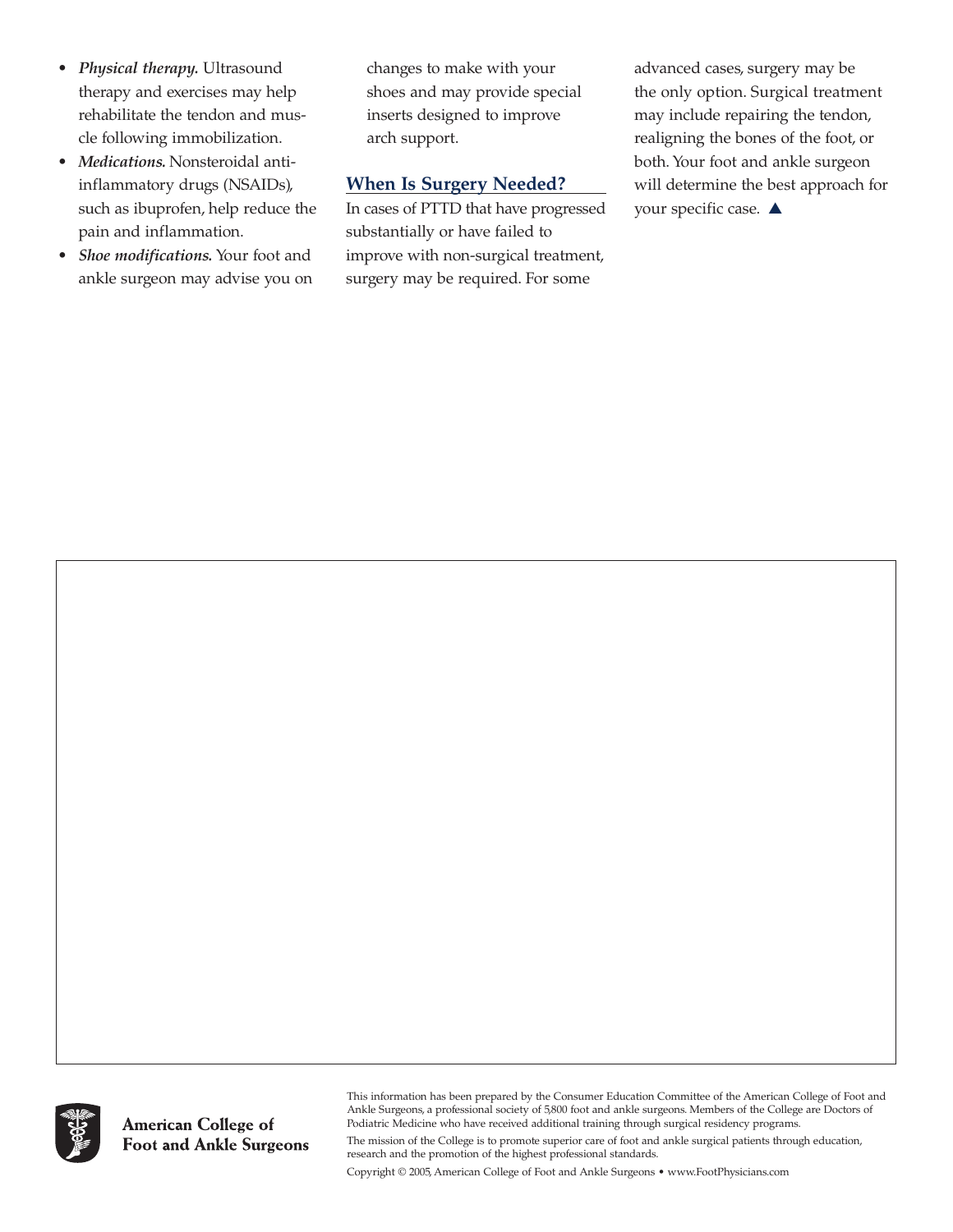- ***Physical therapy.*** Ultrasound therapy and exercises may help rehabilitate the tendon and muscle following immobilization.
- ***Medications.*** Nonsteroidal anti-inflammatory drugs (NSAIDs), such as ibuprofen, help reduce the pain and inflammation.
- ***Shoe modifications.*** Your foot and ankle surgeon may advise you on changes to make with your shoes and may provide special inserts designed to improve arch support.

## When Is Surgery Needed?

In cases of PTTD that have progressed substantially or have failed to improve with non-surgical treatment, surgery may be required. For some advanced cases, surgery may be the only option. Surgical treatment may include repairing the tendon, realigning the bones of the foot, or both. Your foot and ankle surgeon will determine the best approach for your specific case. ▲

**American College of Foot and Ankle Surgeons**

This information has been prepared by the Consumer Education Committee of the American College of Foot and Ankle Surgeons, a professional society of 5,800 foot and ankle surgeons. Members of the College are Doctors of Podiatric Medicine who have received additional training through surgical residency programs.

The mission of the College is to promote superior care of foot and ankle surgical patients through education, research and the promotion of the highest professional standards.

Copyright © 2005, American College of Foot and Ankle Surgeons • www.FootPhysicians.com